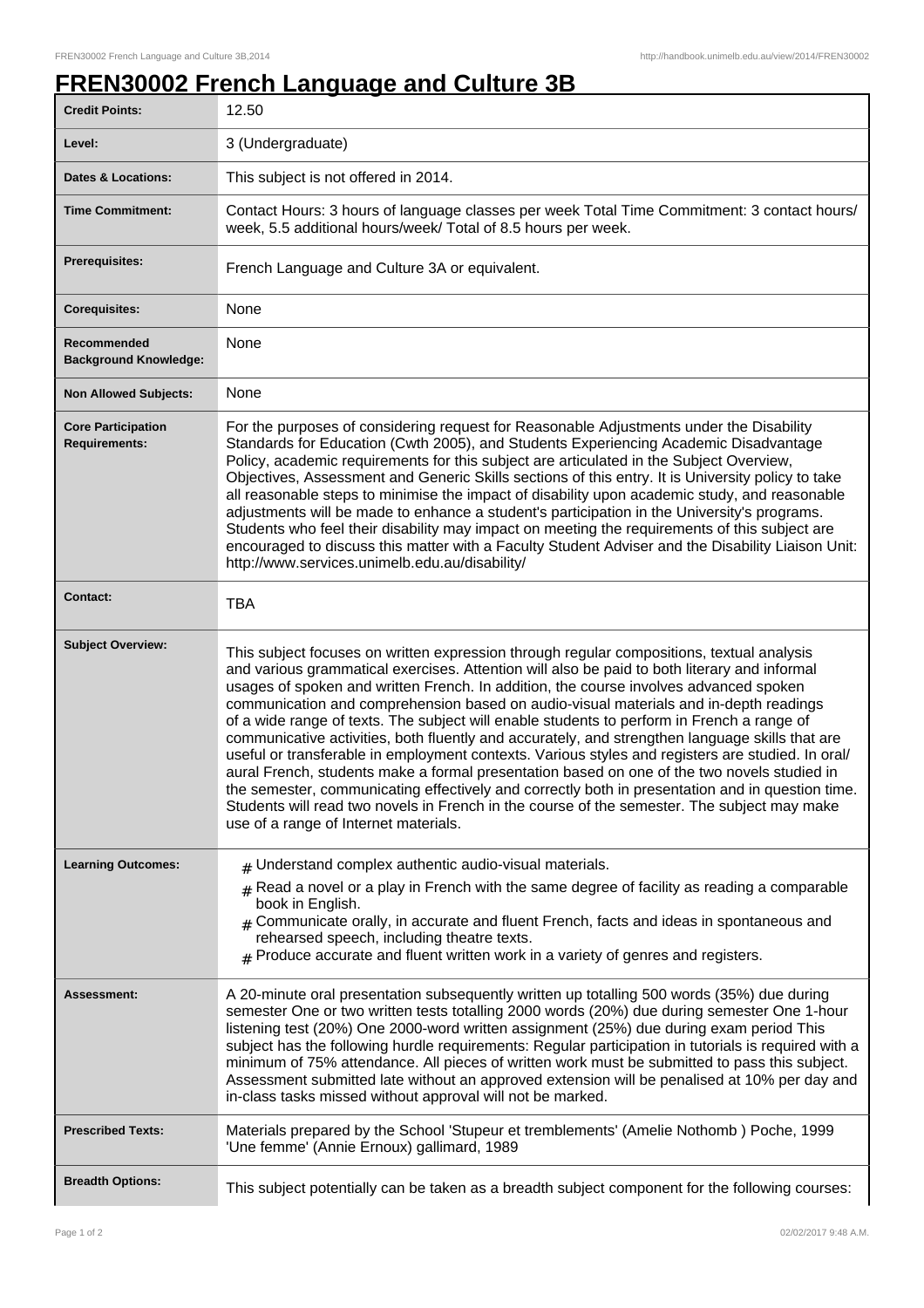# FREN30002 French Language and Culture 3B

| | |
|---|---|
| **Credit Points:** | 12.50 |
| **Level:** | 3 (Undergraduate) |
| **Dates & Locations:** | This subject is not offered in 2014. |
| **Time Commitment:** | Contact Hours: 3 hours of language classes per week Total Time Commitment: 3 contact hours/ week, 5.5 additional hours/week/ Total of 8.5 hours per week. |
| **Prerequisites:** | French Language and Culture 3A or equivalent. |
| **Corequisites:** | None |
| **Recommended Background Knowledge:** | None |
| **Non Allowed Subjects:** | None |
| **Core Participation Requirements:** | For the purposes of considering request for Reasonable Adjustments under the Disability Standards for Education (Cwth 2005), and Students Experiencing Academic Disadvantage Policy, academic requirements for this subject are articulated in the Subject Overview, Objectives, Assessment and Generic Skills sections of this entry. It is University policy to take all reasonable steps to minimise the impact of disability upon academic study, and reasonable adjustments will be made to enhance a student's participation in the University's programs. Students who feel their disability may impact on meeting the requirements of this subject are encouraged to discuss this matter with a Faculty Student Adviser and the Disability Liaison Unit: http://www.services.unimelb.edu.au/disability/ |
| **Contact:** | TBA |
| **Subject Overview:** | This subject focuses on written expression through regular compositions, textual analysis and various grammatical exercises. Attention will also be paid to both literary and informal usages of spoken and written French. In addition, the course involves advanced spoken communication and comprehension based on audio-visual materials and in-depth readings of a wide range of texts. The subject will enable students to perform in French a range of communicative activities, both fluently and accurately, and strengthen language skills that are useful or transferable in employment contexts. Various styles and registers are studied. In oral/ aural French, students make a formal presentation based on one of the two novels studied in the semester, communicating effectively and correctly both in presentation and in question time. Students will read two novels in French in the course of the semester. The subject may make use of a range of Internet materials. |
| **Learning Outcomes:** | # Understand complex authentic audio-visual materials.<br># Read a novel or a play in French with the same degree of facility as reading a comparable book in English.<br># Communicate orally, in accurate and fluent French, facts and ideas in spontaneous and rehearsed speech, including theatre texts.<br># Produce accurate and fluent written work in a variety of genres and registers. |
| **Assessment:** | A 20-minute oral presentation subsequently written up totalling 500 words (35%) due during semester One or two written tests totalling 2000 words (20%) due during semester One 1-hour listening test (20%) One 2000-word written assignment (25%) due during exam period This subject has the following hurdle requirements: Regular participation in tutorials is required with a minimum of 75% attendance. All pieces of written work must be submitted to pass this subject. Assessment submitted late without an approved extension will be penalised at 10% per day and in-class tasks missed without approval will not be marked. |
| **Prescribed Texts:** | Materials prepared by the School 'Stupeur et tremblements' (Amelie Nothomb ) Poche, 1999 'Une femme' (Annie Ernoux) gallimard, 1989 |
| **Breadth Options:** | This subject potentially can be taken as a breadth subject component for the following courses: |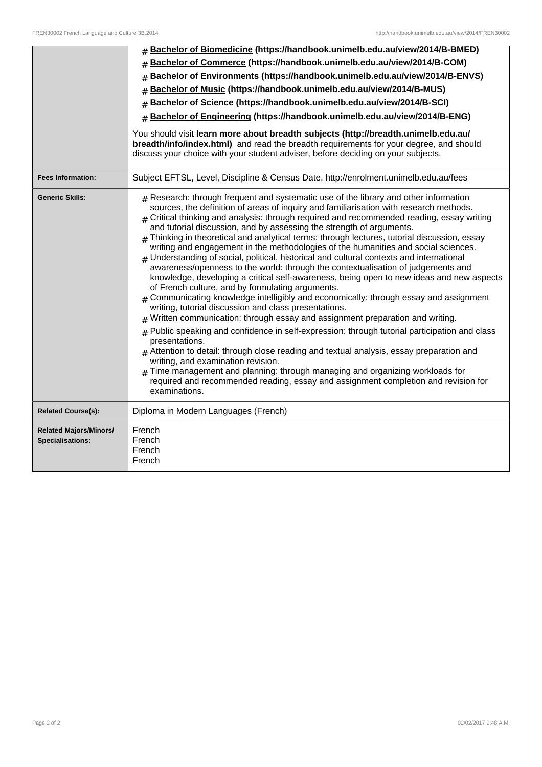| | |
|---|---|
| | # **Bachelor of Biomedicine (https://handbook.unimelb.edu.au/view/2014/B-BMED)**<br># **Bachelor of Commerce (https://handbook.unimelb.edu.au/view/2014/B-COM)**<br># **Bachelor of Environments (https://handbook.unimelb.edu.au/view/2014/B-ENVS)**<br># **Bachelor of Music (https://handbook.unimelb.edu.au/view/2014/B-MUS)**<br># **Bachelor of Science (https://handbook.unimelb.edu.au/view/2014/B-SCI)**<br># **Bachelor of Engineering (https://handbook.unimelb.edu.au/view/2014/B-ENG)**<br><br>You should visit **learn more about breadth subjects (http://breadth.unimelb.edu.au/breadth/info/index.html)** and read the breadth requirements for your degree, and should discuss your choice with your student adviser, before deciding on your subjects. |
| **Fees Information:** | Subject EFTSL, Level, Discipline & Census Date, http://enrolment.unimelb.edu.au/fees |
| **Generic Skills:** | # Research: through frequent and systematic use of the library and other information sources, the definition of areas of inquiry and familiarisation with research methods.<br># Critical thinking and analysis: through required and recommended reading, essay writing and tutorial discussion, and by assessing the strength of arguments.<br># Thinking in theoretical and analytical terms: through lectures, tutorial discussion, essay writing and engagement in the methodologies of the humanities and social sciences.<br># Understanding of social, political, historical and cultural contexts and international awareness/openness to the world: through the contextualisation of judgements and knowledge, developing a critical self-awareness, being open to new ideas and new aspects of French culture, and by formulating arguments.<br># Communicating knowledge intelligibly and economically: through essay and assignment writing, tutorial discussion and class presentations.<br># Written communication: through essay and assignment preparation and writing.<br># Public speaking and confidence in self-expression: through tutorial participation and class presentations.<br># Attention to detail: through close reading and textual analysis, essay preparation and writing, and examination revision.<br># Time management and planning: through managing and organizing workloads for required and recommended reading, essay and assignment completion and revision for examinations. |
| **Related Course(s):** | Diploma in Modern Languages (French) |
| **Related Majors/Minors/ Specialisations:** | French<br>French<br>French<br>French |